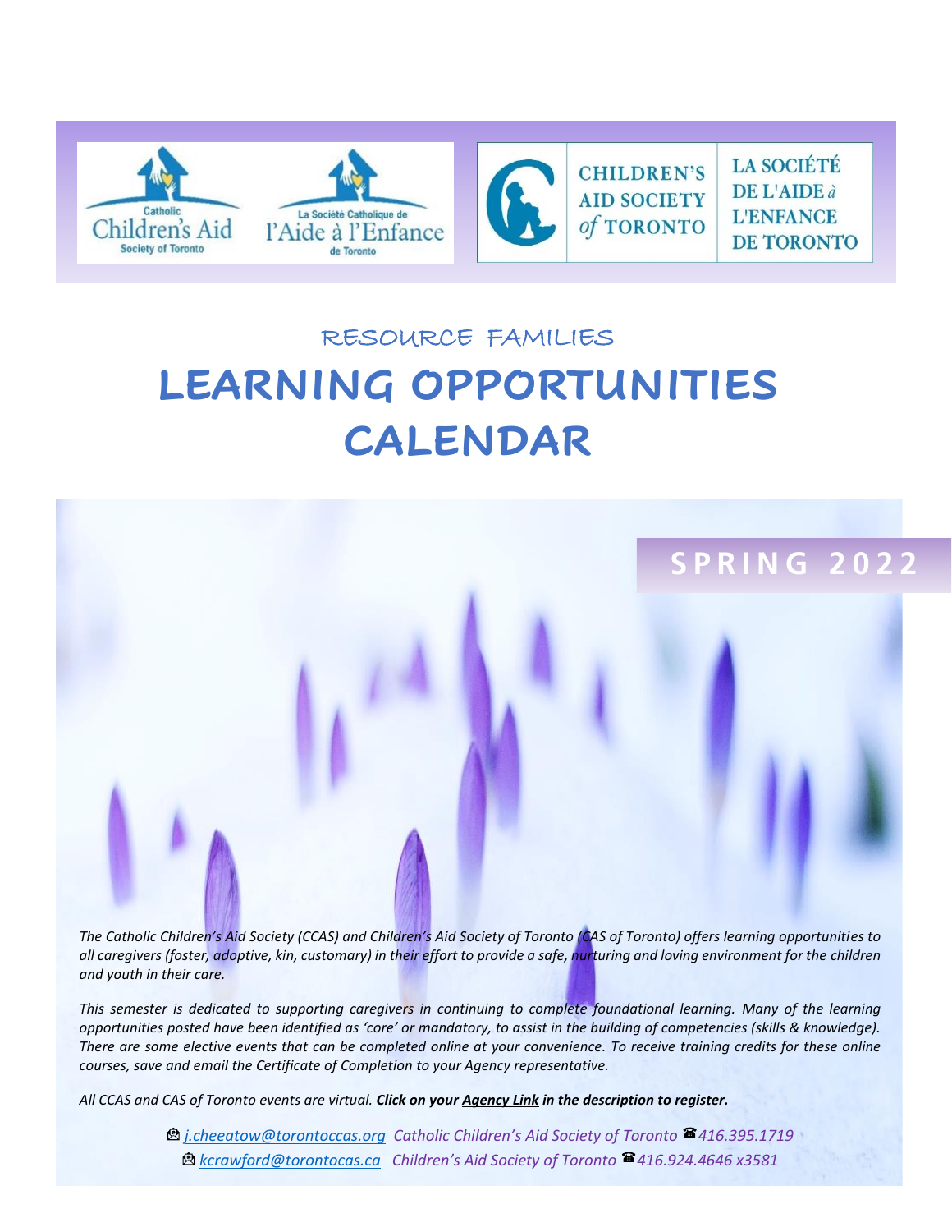Catholic Children's Aid Society of Toronto

La Société Catholique de l'Aide à l'Enfance de Toronto

CHILDREN'S AID SOCIETY of TORONTO

LA SOCIÉTÉ DE L'AIDE à L'ENFANCE DE TORONTO

## RESOURCE FAMILIES

# LEARNING OPPORTUNITIES CALENDAR

## SPRING 2022

*The Catholic Children's Aid Society (CCAS) and Children's Aid Society of Toronto (CAS of Toronto) offers learning opportunities to all caregivers (foster, adoptive, kin, customary) in their effort to provide a safe, nurturing and loving environment for the children and youth in their care.*

*This semester is dedicated to supporting caregivers in continuing to complete foundational learning. Many of the learning opportunities posted have been identified as 'core' or mandatory, to assist in the building of competencies (skills & knowledge). There are some elective events that can be completed online at your convenience. To receive training credits for these online courses, save and email the Certificate of Completion to your Agency representative.*

*All CCAS and CAS of Toronto events are virtual.* ***Click on your Agency Link in the description to register.***

*j.cheeatow@torontoccas.org Catholic Children's Aid Society of Toronto ☎416.395.1719*

*kcrawford@torontocas.ca Children's Aid Society of Toronto ☎416.924.4646 x3581*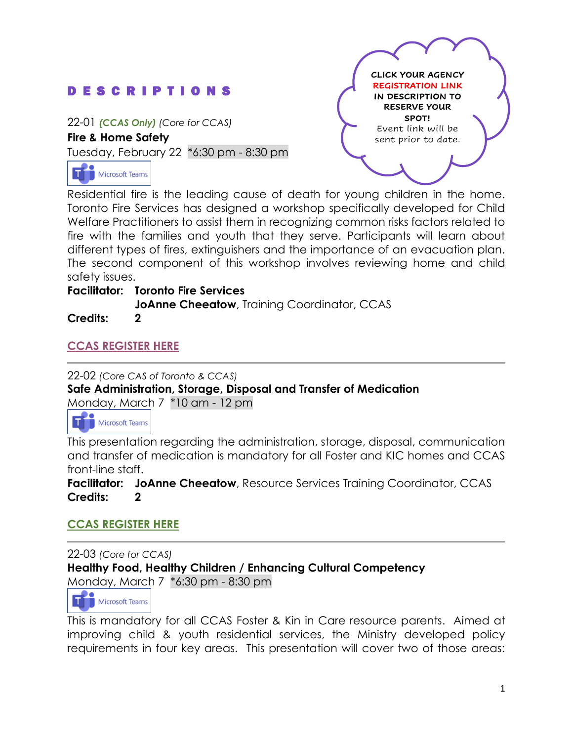# D E S C R I P T I O N S

**CLICK YOUR AGENCY REGISTRATION LINK IN DESCRIPTION TO RESERVE YOUR SPOT!**
Event link will be sent prior to date.

22-01 ***(CCAS Only)*** *(Core for CCAS)*
**Fire & Home Safety**
Tuesday, February 22 *6:30 pm - 8:30 pm

Microsoft Teams

Residential fire is the leading cause of death for young children in the home. Toronto Fire Services has designed a workshop specifically developed for Child Welfare Practitioners to assist them in recognizing common risks factors related to fire with the families and youth that they serve. Participants will learn about different types of fires, extinguishers and the importance of an evacuation plan. The second component of this workshop involves reviewing home and child safety issues.

**Facilitator:** **Toronto Fire Services**
**JoAnne Cheeatow**, Training Coordinator, CCAS
**Credits:** **2**

**CCAS REGISTER HERE**

---

22-02 *(Core CAS of Toronto & CCAS)*
**Safe Administration, Storage, Disposal and Transfer of Medication**
Monday, March 7 *10 am - 12 pm

Microsoft Teams

This presentation regarding the administration, storage, disposal, communication and transfer of medication is mandatory for all Foster and KIC homes and CCAS front-line staff.

**Facilitator:** **JoAnne Cheeatow**, Resource Services Training Coordinator, CCAS
**Credits:** **2**

**CCAS REGISTER HERE**

---

22-03 *(Core for CCAS)*
**Healthy Food, Healthy Children / Enhancing Cultural Competency**
Monday, March 7 *6:30 pm - 8:30 pm

Microsoft Teams

This is mandatory for all CCAS Foster & Kin in Care resource parents. Aimed at improving child & youth residential services, the Ministry developed policy requirements in four key areas. This presentation will cover two of those areas: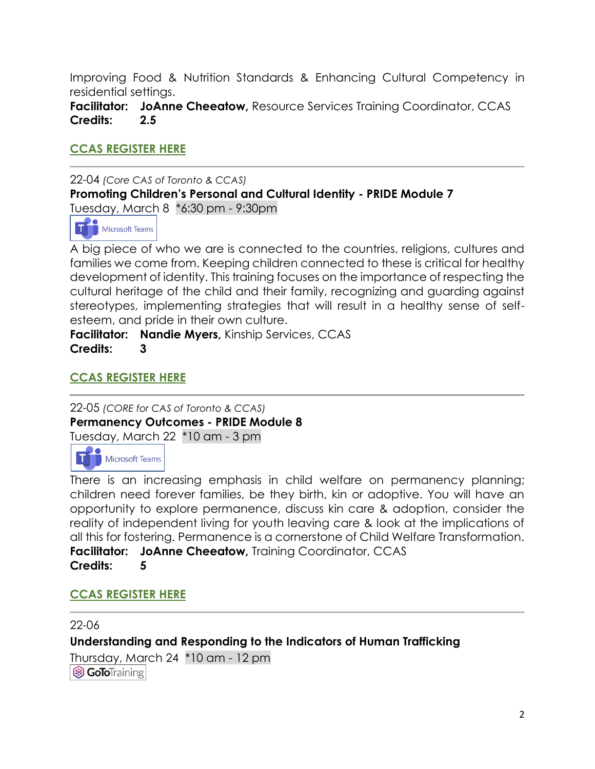Improving Food & Nutrition Standards & Enhancing Cultural Competency in residential settings.

**Facilitator:** **JoAnne Cheeatow,** Resource Services Training Coordinator, CCAS
**Credits:** **2.5**

**CCAS REGISTER HERE**

---

22-04 *(Core CAS of Toronto & CCAS)*
**Promoting Children's Personal and Cultural Identity - PRIDE Module 7**
Tuesday, March 8 *6:30 pm - 9:30pm

Microsoft Teams

A big piece of who we are is connected to the countries, religions, cultures and families we come from. Keeping children connected to these is critical for healthy development of identity. This training focuses on the importance of respecting the cultural heritage of the child and their family, recognizing and guarding against stereotypes, implementing strategies that will result in a healthy sense of self-esteem, and pride in their own culture.

**Facilitator:** **Nandie Myers,** Kinship Services, CCAS
**Credits:** **3**

**CCAS REGISTER HERE**

---

22-05 *(CORE for CAS of Toronto & CCAS)*
**Permanency Outcomes - PRIDE Module 8**
Tuesday, March 22 *10 am - 3 pm

Microsoft Teams

There is an increasing emphasis in child welfare on permanency planning; children need forever families, be they birth, kin or adoptive. You will have an opportunity to explore permanence, discuss kin care & adoption, consider the reality of independent living for youth leaving care & look at the implications of all this for fostering. Permanence is a cornerstone of Child Welfare Transformation.

**Facilitator:** **JoAnne Cheeatow,** Training Coordinator, CCAS
**Credits:** **5**

**CCAS REGISTER HERE**

---

22-06
**Understanding and Responding to the Indicators of Human Trafficking**
Thursday, March 24 *10 am - 12 pm

GoToTraining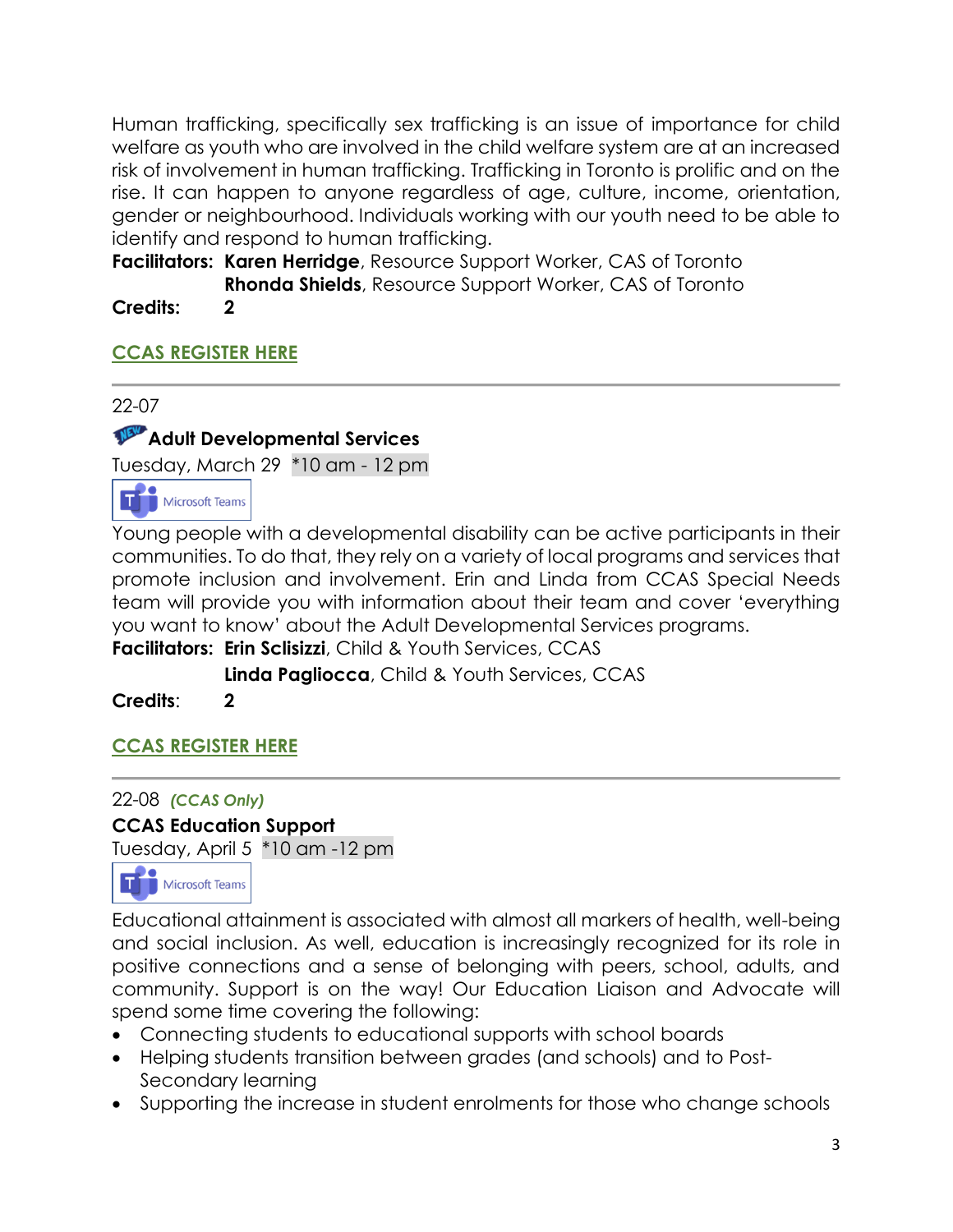Human trafficking, specifically sex trafficking is an issue of importance for child welfare as youth who are involved in the child welfare system are at an increased risk of involvement in human trafficking. Trafficking in Toronto is prolific and on the rise. It can happen to anyone regardless of age, culture, income, orientation, gender or neighbourhood. Individuals working with our youth need to be able to identify and respond to human trafficking.

**Facilitators:** **Karen Herridge**, Resource Support Worker, CAS of Toronto
**Rhonda Shields**, Resource Support Worker, CAS of Toronto

**Credits:** **2**

**CCAS REGISTER HERE**

---

22-07

### Adult Developmental Services

Tuesday, March 29 *10 am - 12 pm

Microsoft Teams

Young people with a developmental disability can be active participants in their communities. To do that, they rely on a variety of local programs and services that promote inclusion and involvement. Erin and Linda from CCAS Special Needs team will provide you with information about their team and cover 'everything you want to know' about the Adult Developmental Services programs.

**Facilitators:** **Erin Sclisizzi**, Child & Youth Services, CCAS
**Linda Pagliocca**, Child & Youth Services, CCAS

**Credits**: **2**

**CCAS REGISTER HERE**

---

22-08 ***(CCAS Only)***

### CCAS Education Support

Tuesday, April 5 *10 am -12 pm

Microsoft Teams

Educational attainment is associated with almost all markers of health, well-being and social inclusion. As well, education is increasingly recognized for its role in positive connections and a sense of belonging with peers, school, adults, and community. Support is on the way! Our Education Liaison and Advocate will spend some time covering the following:

- Connecting students to educational supports with school boards
- Helping students transition between grades (and schools) and to Post-Secondary learning
- Supporting the increase in student enrolments for those who change schools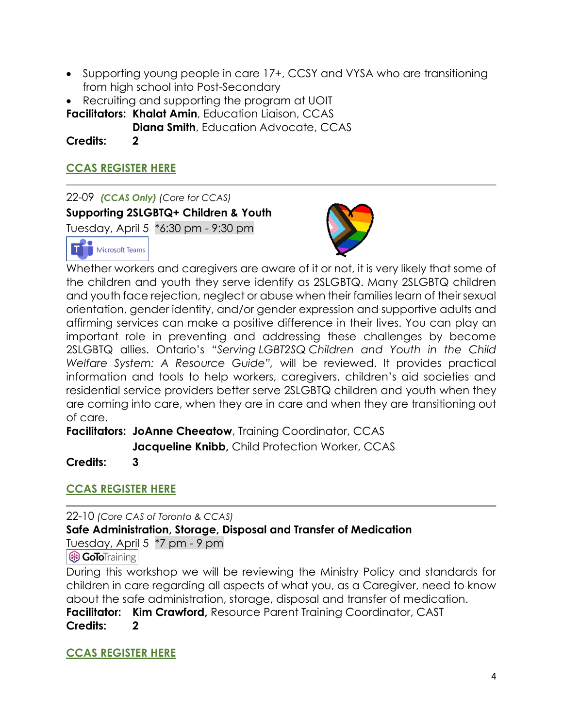- Supporting young people in care 17+, CCSY and VYSA who are transitioning from high school into Post-Secondary
- Recruiting and supporting the program at UOIT

**Facilitators:** **Khalat Amin**, Education Liaison, CCAS
**Diana Smith**, Education Advocate, CCAS

**Credits:** **2**

**CCAS REGISTER HERE**

---

22-09 ***(CCAS Only)*** *(Core for CCAS)*

**Supporting 2SLGBTQ+ Children & Youth**

Tuesday, April 5 *6:30 pm - 9:30 pm

Microsoft Teams

Whether workers and caregivers are aware of it or not, it is very likely that some of the children and youth they serve identify as 2SLGBTQ. Many 2SLGBTQ children and youth face rejection, neglect or abuse when their families learn of their sexual orientation, gender identity, and/or gender expression and supportive adults and affirming services can make a positive difference in their lives. You can play an important role in preventing and addressing these challenges by become 2SLGBTQ allies. Ontario's *"Serving LGBT2SQ Children and Youth in the Child Welfare System: A Resource Guide"*, will be reviewed. It provides practical information and tools to help workers, caregivers, children's aid societies and residential service providers better serve 2SLGBTQ children and youth when they are coming into care, when they are in care and when they are transitioning out of care.

**Facilitators:** **JoAnne Cheeatow**, Training Coordinator, CCAS
**Jacqueline Knibb,** Child Protection Worker, CCAS

**Credits:** **3**

**CCAS REGISTER HERE**

---

22-10 *(Core CAS of Toronto & CCAS)*

**Safe Administration, Storage, Disposal and Transfer of Medication**

Tuesday, April 5 *7 pm - 9 pm

GoToTraining

During this workshop we will be reviewing the Ministry Policy and standards for children in care regarding all aspects of what you, as a Caregiver, need to know about the safe administration, storage, disposal and transfer of medication.

**Facilitator:** **Kim Crawford,** Resource Parent Training Coordinator, CAST

**Credits:** **2**

**CCAS REGISTER HERE**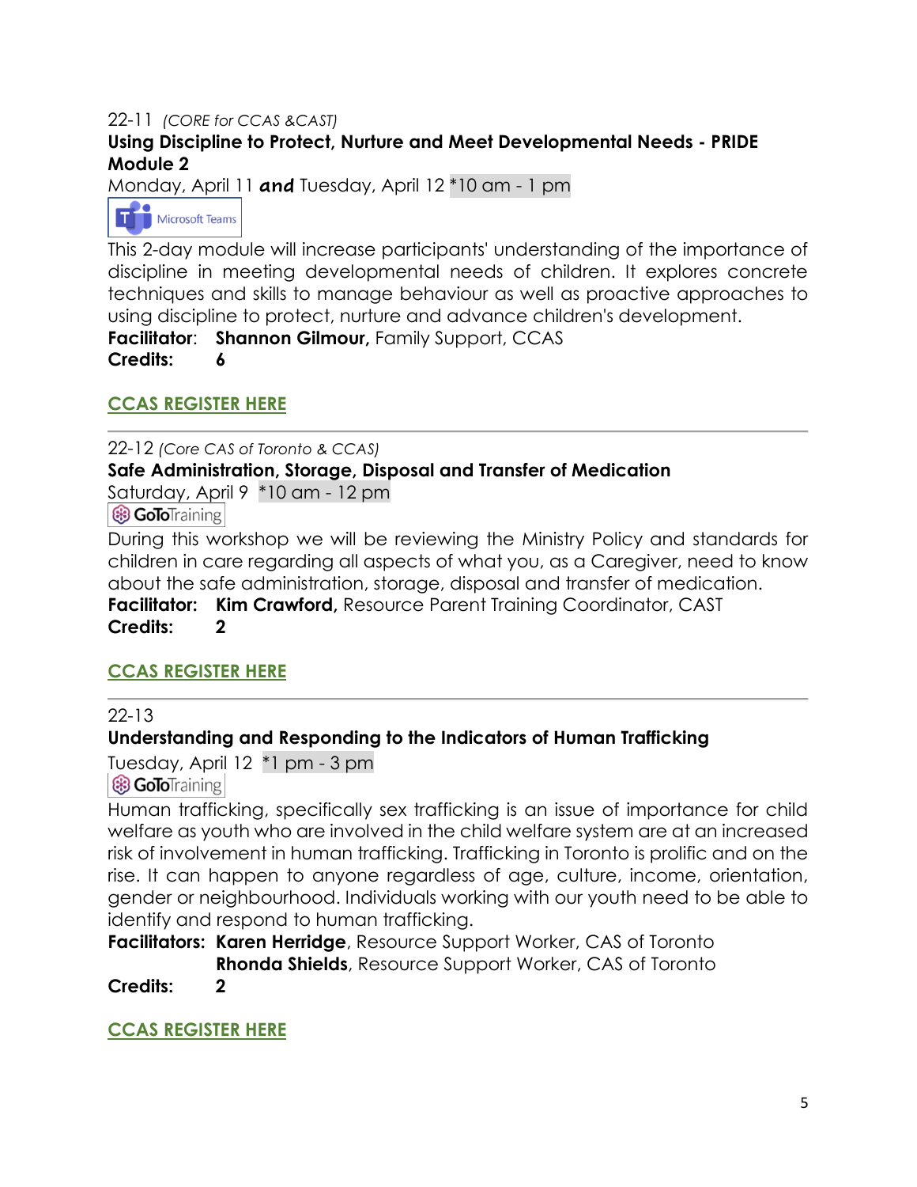22-11 *(CORE for CCAS &CAST)*

**Using Discipline to Protect, Nurture and Meet Developmental Needs - PRIDE Module 2**

Monday, April 11 ***and*** Tuesday, April 12 *10 am - 1 pm

Microsoft Teams

This 2-day module will increase participants' understanding of the importance of discipline in meeting developmental needs of children. It explores concrete techniques and skills to manage behaviour as well as proactive approaches to using discipline to protect, nurture and advance children's development.

**Facilitator**: **Shannon Gilmour,** Family Support, CCAS

**Credits:** **6**

**CCAS REGISTER HERE**

---

22-12 *(Core CAS of Toronto & CCAS)*

**Safe Administration, Storage, Disposal and Transfer of Medication**

Saturday, April 9 *10 am - 12 pm

GoToTraining

During this workshop we will be reviewing the Ministry Policy and standards for children in care regarding all aspects of what you, as a Caregiver, need to know about the safe administration, storage, disposal and transfer of medication.

**Facilitator:** **Kim Crawford,** Resource Parent Training Coordinator, CAST

**Credits:** **2**

**CCAS REGISTER HERE**

---

22-13

**Understanding and Responding to the Indicators of Human Trafficking**

Tuesday, April 12 *1 pm - 3 pm

GoToTraining

Human trafficking, specifically sex trafficking is an issue of importance for child welfare as youth who are involved in the child welfare system are at an increased risk of involvement in human trafficking. Trafficking in Toronto is prolific and on the rise. It can happen to anyone regardless of age, culture, income, orientation, gender or neighbourhood. Individuals working with our youth need to be able to identify and respond to human trafficking.

**Facilitators:** **Karen Herridge**, Resource Support Worker, CAS of Toronto
**Rhonda Shields**, Resource Support Worker, CAS of Toronto

**Credits:** **2**

**CCAS REGISTER HERE**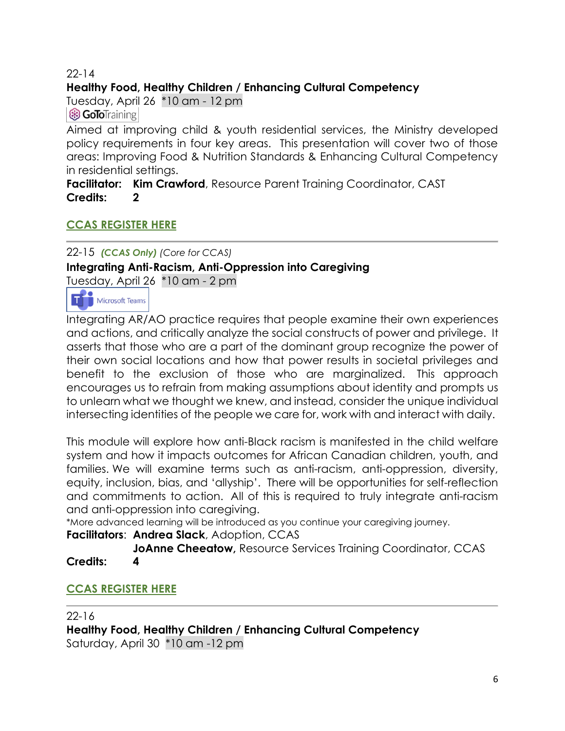22-14

**Healthy Food, Healthy Children / Enhancing Cultural Competency**

Tuesday, April 26 *10 am - 12 pm

GoToTraining

Aimed at improving child & youth residential services, the Ministry developed policy requirements in four key areas. This presentation will cover two of those areas: Improving Food & Nutrition Standards & Enhancing Cultural Competency in residential settings.

**Facilitator:** **Kim Crawford**, Resource Parent Training Coordinator, CAST

**Credits:** **2**

**CCAS REGISTER HERE**

---

22-15 ***(CCAS Only)*** *(Core for CCAS)*

**Integrating Anti-Racism, Anti-Oppression into Caregiving**

Tuesday, April 26 *10 am - 2 pm

Microsoft Teams

Integrating AR/AO practice requires that people examine their own experiences and actions, and critically analyze the social constructs of power and privilege. It asserts that those who are a part of the dominant group recognize the power of their own social locations and how that power results in societal privileges and benefit to the exclusion of those who are marginalized. This approach encourages us to refrain from making assumptions about identity and prompts us to unlearn what we thought we knew, and instead, consider the unique individual intersecting identities of the people we care for, work with and interact with daily.

This module will explore how anti-Black racism is manifested in the child welfare system and how it impacts outcomes for African Canadian children, youth, and families. We will examine terms such as anti-racism, anti-oppression, diversity, equity, inclusion, bias, and 'allyship'. There will be opportunities for self-reflection and commitments to action. All of this is required to truly integrate anti-racism and anti-oppression into caregiving.

*More advanced learning will be introduced as you continue your caregiving journey.

**Facilitators**: **Andrea Slack**, Adoption, CCAS
**JoAnne Cheeatow,** Resource Services Training Coordinator, CCAS

**Credits:** **4**

**CCAS REGISTER HERE**

---

22-16

**Healthy Food, Healthy Children / Enhancing Cultural Competency**

Saturday, April 30 *10 am -12 pm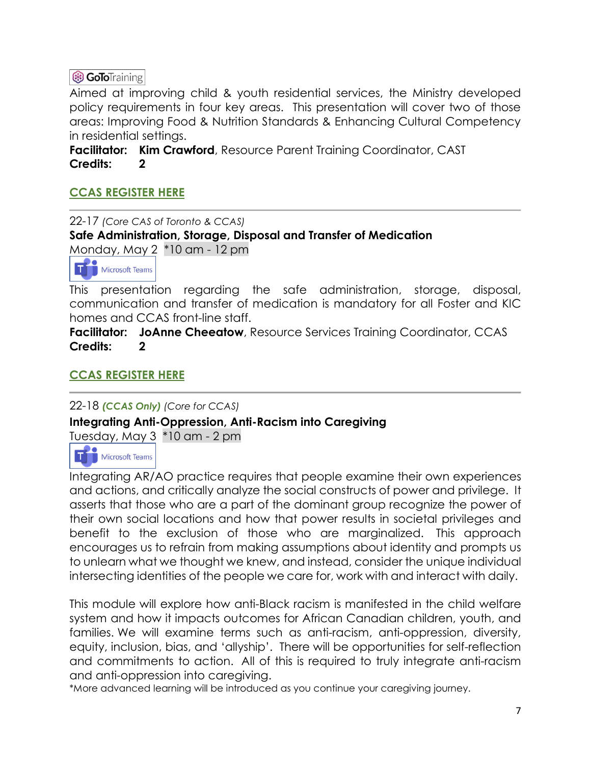GoToTraining

Aimed at improving child & youth residential services, the Ministry developed policy requirements in four key areas. This presentation will cover two of those areas: Improving Food & Nutrition Standards & Enhancing Cultural Competency in residential settings.

**Facilitator:** **Kim Crawford**, Resource Parent Training Coordinator, CAST
**Credits:** **2**

**CCAS REGISTER HERE**

---

22-17 *(Core CAS of Toronto & CCAS)*

**Safe Administration, Storage, Disposal and Transfer of Medication**

Monday, May 2 *10 am - 12 pm

Microsoft Teams

This presentation regarding the safe administration, storage, disposal, communication and transfer of medication is mandatory for all Foster and KIC homes and CCAS front-line staff.

**Facilitator:** **JoAnne Cheeatow**, Resource Services Training Coordinator, CCAS
**Credits:** **2**

**CCAS REGISTER HERE**

---

22-18 ***(CCAS Only)*** *(Core for CCAS)*

**Integrating Anti-Oppression, Anti-Racism into Caregiving**

Tuesday, May 3 *10 am - 2 pm

Microsoft Teams

Integrating AR/AO practice requires that people examine their own experiences and actions, and critically analyze the social constructs of power and privilege. It asserts that those who are a part of the dominant group recognize the power of their own social locations and how that power results in societal privileges and benefit to the exclusion of those who are marginalized. This approach encourages us to refrain from making assumptions about identity and prompts us to unlearn what we thought we knew, and instead, consider the unique individual intersecting identities of the people we care for, work with and interact with daily.

This module will explore how anti-Black racism is manifested in the child welfare system and how it impacts outcomes for African Canadian children, youth, and families. We will examine terms such as anti-racism, anti-oppression, diversity, equity, inclusion, bias, and 'allyship'. There will be opportunities for self-reflection and commitments to action. All of this is required to truly integrate anti-racism and anti-oppression into caregiving.

*More advanced learning will be introduced as you continue your caregiving journey.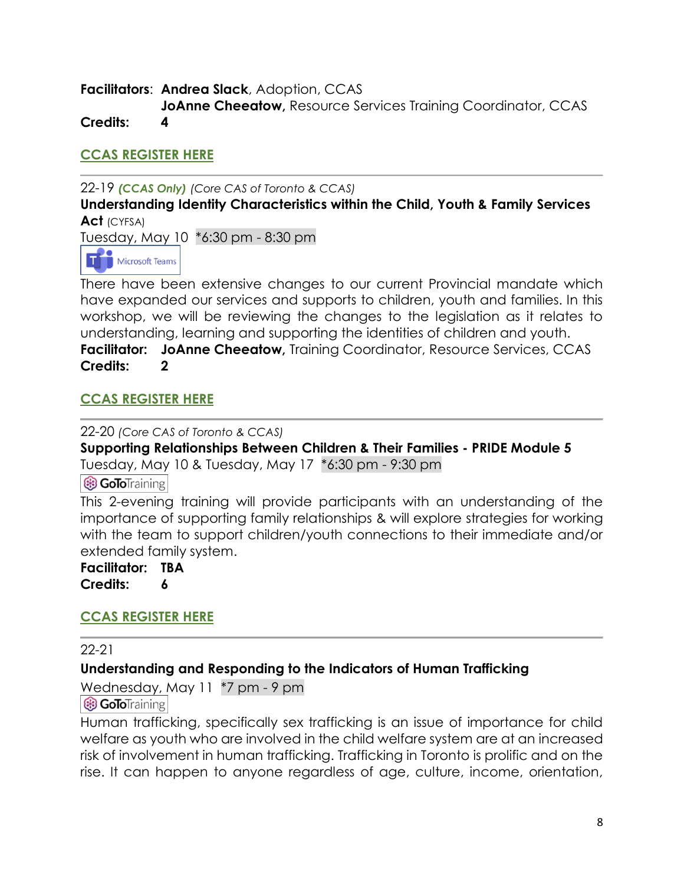**Facilitators**: **Andrea Slack**, Adoption, CCAS
**JoAnne Cheeatow,** Resource Services Training Coordinator, CCAS
**Credits:** **4**

**CCAS REGISTER HERE**

---

22-19 ***(CCAS Only)*** *(Core CAS of Toronto & CCAS)*

**Understanding Identity Characteristics within the Child, Youth & Family Services Act** (CYFSA)

Tuesday, May 10 *6:30 pm - 8:30 pm

Microsoft Teams

There have been extensive changes to our current Provincial mandate which have expanded our services and supports to children, youth and families. In this workshop, we will be reviewing the changes to the legislation as it relates to understanding, learning and supporting the identities of children and youth.

**Facilitator:** **JoAnne Cheeatow,** Training Coordinator, Resource Services, CCAS
**Credits:** **2**

**CCAS REGISTER HERE**

---

22-20 *(Core CAS of Toronto & CCAS)*

**Supporting Relationships Between Children & Their Families - PRIDE Module 5**

Tuesday, May 10 & Tuesday, May 17 *6:30 pm - 9:30 pm

GoToTraining

This 2-evening training will provide participants with an understanding of the importance of supporting family relationships & will explore strategies for working with the team to support children/youth connections to their immediate and/or extended family system.

**Facilitator:** **TBA**
**Credits:** **6**

**CCAS REGISTER HERE**

---

22-21

**Understanding and Responding to the Indicators of Human Trafficking**

Wednesday, May 11 *7 pm - 9 pm

GoToTraining

Human trafficking, specifically sex trafficking is an issue of importance for child welfare as youth who are involved in the child welfare system are at an increased risk of involvement in human trafficking. Trafficking in Toronto is prolific and on the rise. It can happen to anyone regardless of age, culture, income, orientation,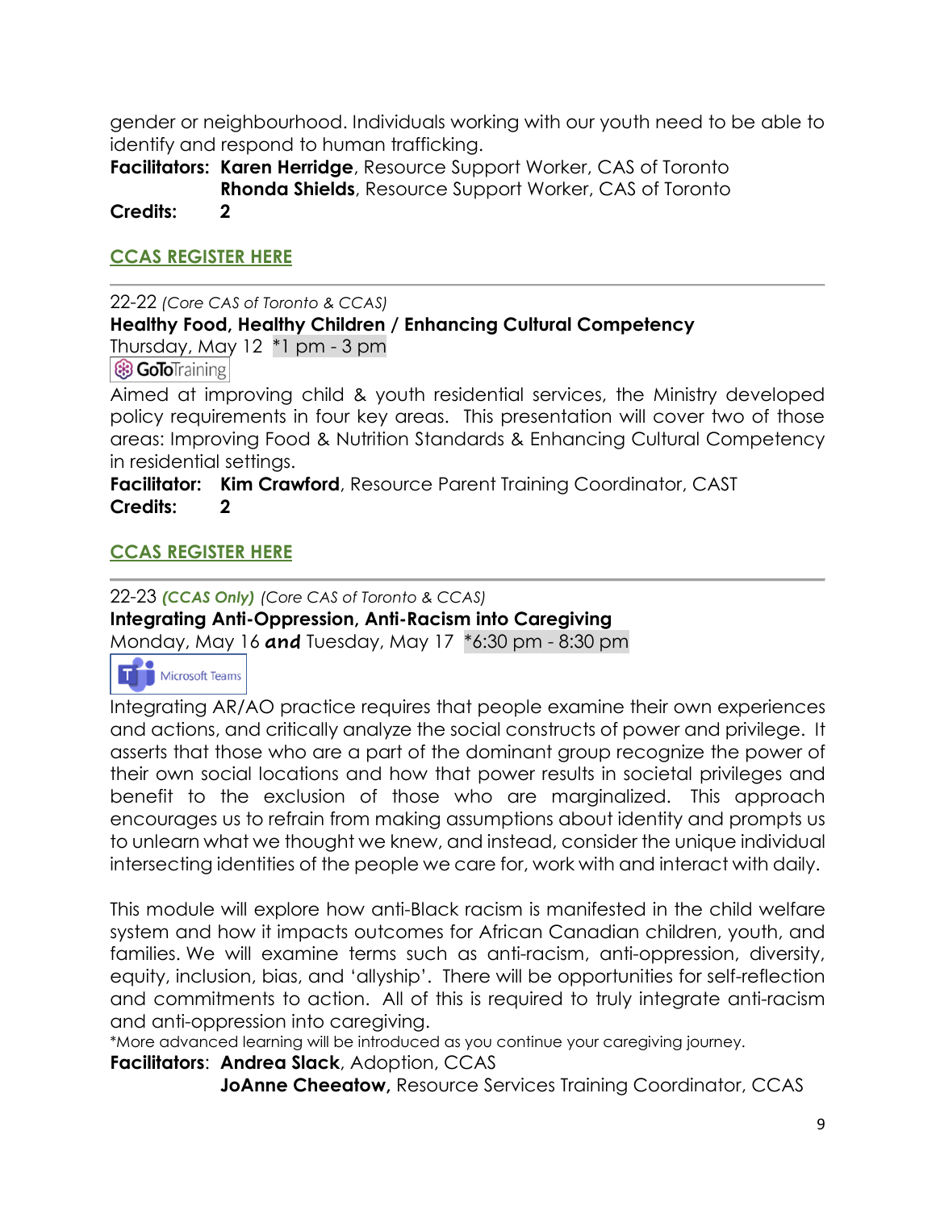gender or neighbourhood. Individuals working with our youth need to be able to identify and respond to human trafficking.

**Facilitators:** **Karen Herridge**, Resource Support Worker, CAS of Toronto
**Rhonda Shields**, Resource Support Worker, CAS of Toronto

**Credits:** **2**

**CCAS REGISTER HERE**

---

22-22 *(Core CAS of Toronto & CCAS)*

**Healthy Food, Healthy Children / Enhancing Cultural Competency**

Thursday, May 12 *1 pm - 3 pm

GoToTraining

Aimed at improving child & youth residential services, the Ministry developed policy requirements in four key areas. This presentation will cover two of those areas: Improving Food & Nutrition Standards & Enhancing Cultural Competency in residential settings.

**Facilitator:** **Kim Crawford**, Resource Parent Training Coordinator, CAST

**Credits:** **2**

**CCAS REGISTER HERE**

---

22-23 ***(CCAS Only)*** *(Core CAS of Toronto & CCAS)*

**Integrating Anti-Oppression, Anti-Racism into Caregiving**

Monday, May 16 ***and*** Tuesday, May 17 *6:30 pm - 8:30 pm

Microsoft Teams

Integrating AR/AO practice requires that people examine their own experiences and actions, and critically analyze the social constructs of power and privilege. It asserts that those who are a part of the dominant group recognize the power of their own social locations and how that power results in societal privileges and benefit to the exclusion of those who are marginalized. This approach encourages us to refrain from making assumptions about identity and prompts us to unlearn what we thought we knew, and instead, consider the unique individual intersecting identities of the people we care for, work with and interact with daily.

This module will explore how anti-Black racism is manifested in the child welfare system and how it impacts outcomes for African Canadian children, youth, and families. We will examine terms such as anti-racism, anti-oppression, diversity, equity, inclusion, bias, and 'allyship'. There will be opportunities for self-reflection and commitments to action. All of this is required to truly integrate anti-racism and anti-oppression into caregiving.

*More advanced learning will be introduced as you continue your caregiving journey.

**Facilitators**: **Andrea Slack**, Adoption, CCAS
**JoAnne Cheeatow,** Resource Services Training Coordinator, CCAS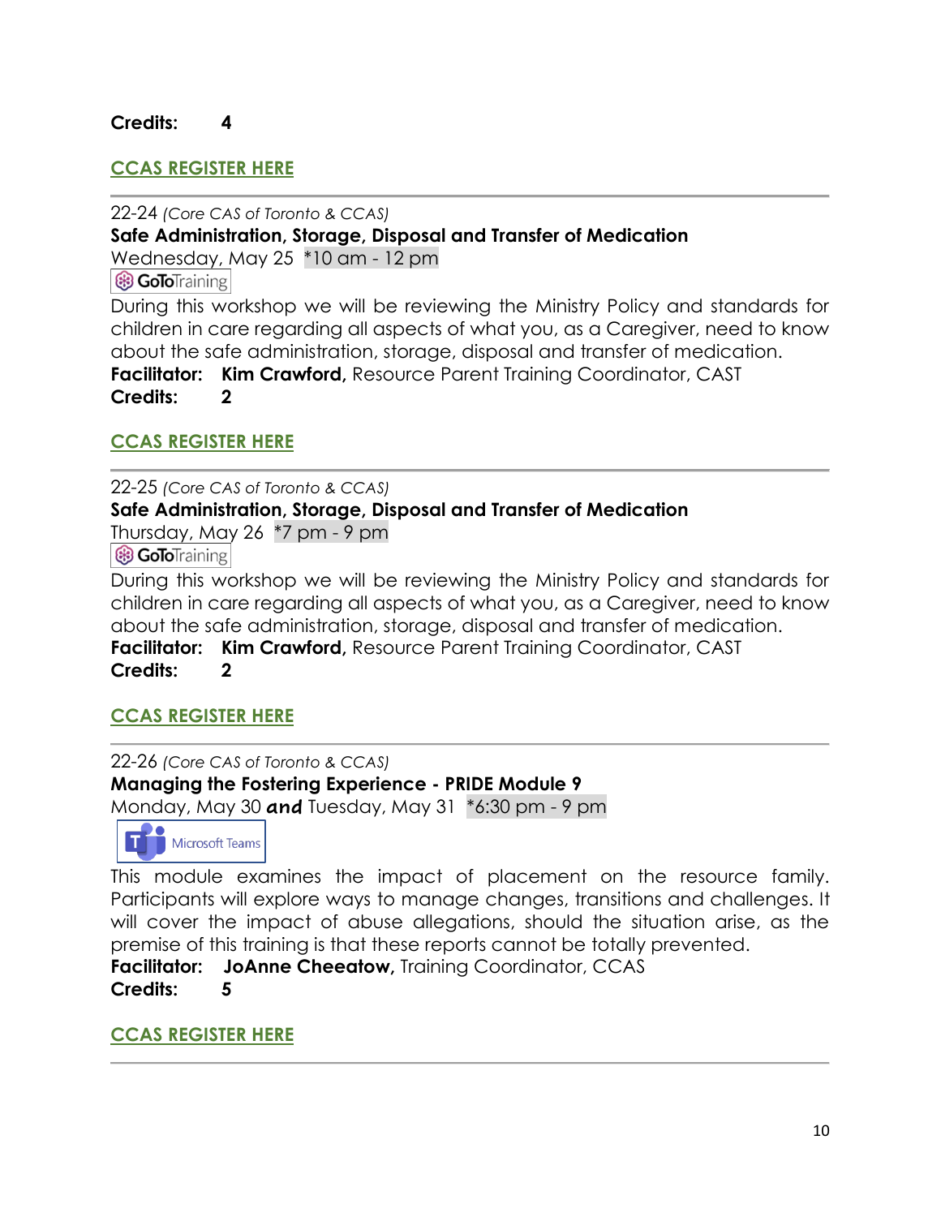**Credits:** **4**

**CCAS REGISTER HERE**

---

22-24 *(Core CAS of Toronto & CCAS)*

**Safe Administration, Storage, Disposal and Transfer of Medication**

Wednesday, May 25 *10 am - 12 pm

GoToTraining

During this workshop we will be reviewing the Ministry Policy and standards for children in care regarding all aspects of what you, as a Caregiver, need to know about the safe administration, storage, disposal and transfer of medication.

**Facilitator:** **Kim Crawford,** Resource Parent Training Coordinator, CAST

**Credits:** **2**

**CCAS REGISTER HERE**

---

22-25 *(Core CAS of Toronto & CCAS)*

**Safe Administration, Storage, Disposal and Transfer of Medication**

Thursday, May 26 *7 pm - 9 pm

GoToTraining

During this workshop we will be reviewing the Ministry Policy and standards for children in care regarding all aspects of what you, as a Caregiver, need to know about the safe administration, storage, disposal and transfer of medication.

**Facilitator:** **Kim Crawford,** Resource Parent Training Coordinator, CAST

**Credits:** **2**

**CCAS REGISTER HERE**

---

22-26 *(Core CAS of Toronto & CCAS)*

**Managing the Fostering Experience - PRIDE Module 9**

Monday, May 30 ***and*** Tuesday, May 31 *6:30 pm - 9 pm

Microsoft Teams

This module examines the impact of placement on the resource family. Participants will explore ways to manage changes, transitions and challenges. It will cover the impact of abuse allegations, should the situation arise, as the premise of this training is that these reports cannot be totally prevented.

**Facilitator:** **JoAnne Cheeatow,** Training Coordinator, CCAS

**Credits:** **5**

**CCAS REGISTER HERE**

---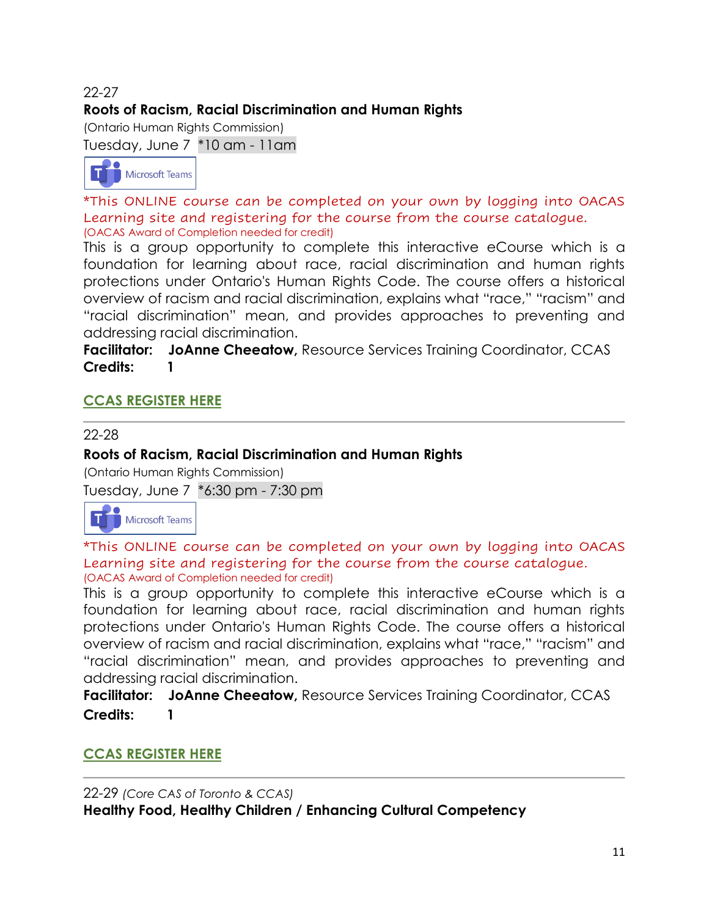22-27

**Roots of Racism, Racial Discrimination and Human Rights**

(Ontario Human Rights Commission)

Tuesday, June 7 *10 am - 11am

Microsoft Teams

*This ONLINE course can be completed on your own by logging into OACAS Learning site and registering for the course from the course catalogue.

(OACAS Award of Completion needed for credit)

This is a group opportunity to complete this interactive eCourse which is a foundation for learning about race, racial discrimination and human rights protections under Ontario's Human Rights Code. The course offers a historical overview of racism and racial discrimination, explains what "race," "racism" and "racial discrimination" mean, and provides approaches to preventing and addressing racial discrimination.

**Facilitator:** **JoAnne Cheeatow,** Resource Services Training Coordinator, CCAS

**Credits:** **1**

**CCAS REGISTER HERE**

---

22-28

**Roots of Racism, Racial Discrimination and Human Rights**

(Ontario Human Rights Commission)

Tuesday, June 7 *6:30 pm - 7:30 pm

Microsoft Teams

*This ONLINE course can be completed on your own by logging into OACAS Learning site and registering for the course from the course catalogue.

(OACAS Award of Completion needed for credit)

This is a group opportunity to complete this interactive eCourse which is a foundation for learning about race, racial discrimination and human rights protections under Ontario's Human Rights Code. The course offers a historical overview of racism and racial discrimination, explains what "race," "racism" and "racial discrimination" mean, and provides approaches to preventing and addressing racial discrimination.

**Facilitator:** **JoAnne Cheeatow,** Resource Services Training Coordinator, CCAS

**Credits:** **1**

**CCAS REGISTER HERE**

---

22-29 *(Core CAS of Toronto & CCAS)*

**Healthy Food, Healthy Children / Enhancing Cultural Competency**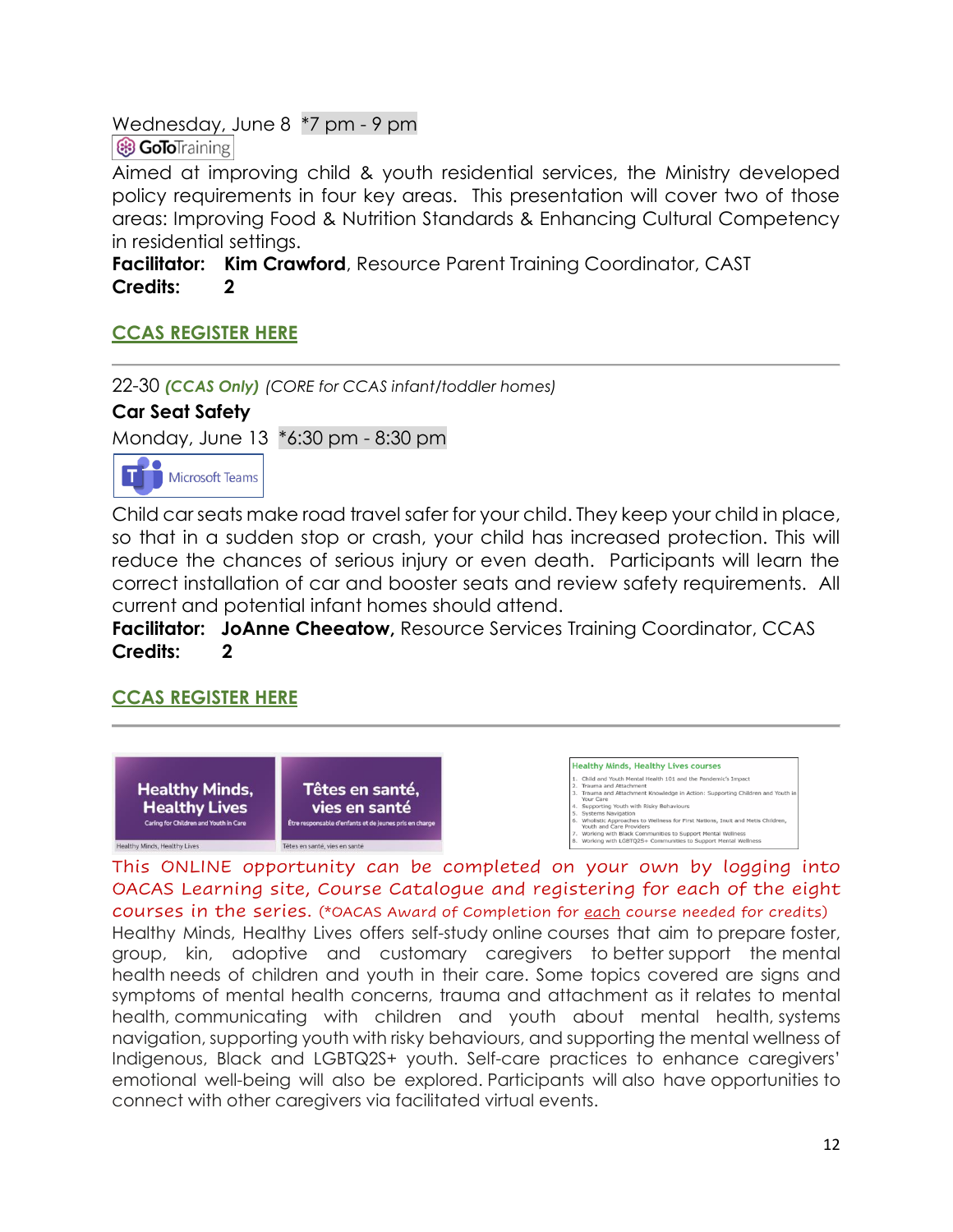Wednesday, June 8 *7 pm - 9 pm

GoToTraining

Aimed at improving child & youth residential services, the Ministry developed policy requirements in four key areas. This presentation will cover two of those areas: Improving Food & Nutrition Standards & Enhancing Cultural Competency in residential settings.

**Facilitator:** **Kim Crawford**, Resource Parent Training Coordinator, CAST
**Credits:** **2**

**CCAS REGISTER HERE**

---

22-30 ***(CCAS Only)*** *(CORE for CCAS infant/toddler homes)*

**Car Seat Safety**

Monday, June 13 *6:30 pm - 8:30 pm

Microsoft Teams

Child car seats make road travel safer for your child. They keep your child in place, so that in a sudden stop or crash, your child has increased protection. This will reduce the chances of serious injury or even death. Participants will learn the correct installation of car and booster seats and review safety requirements. All current and potential infant homes should attend.

**Facilitator:** **JoAnne Cheeatow,** Resource Services Training Coordinator, CCAS
**Credits:** **2**

**CCAS REGISTER HERE**

---

Healthy Minds, Healthy Lives
Caring for Children and Youth in Care

Têtes en santé, vies en santé
Être responsable d'enfants et de jeunes pris en charge

Healthy Minds, Healthy Lives courses
1. Child and Youth Mental Health 101 and the Pandemic's Impact
2. Trauma and Attachment
3. Trauma and Attachment Knowledge in Action: Supporting Children and Youth in Your Care
4. Supporting Youth with Risky Behaviours
5. Systems Navigation
6. Wholistic Approaches to Wellness for First Nations, Inuit and Metis Children, Youth and Care Providers
7. Working with Black Communities to Support Mental Wellness
8. Working with LGBTQ2S+ Communities to Support Mental Wellness

This ONLINE opportunity can be completed on your own by logging into OACAS Learning site, Course Catalogue and registering for each of the eight courses in the series. (*OACAS Award of Completion for each course needed for credits)

Healthy Minds, Healthy Lives offers self-study online courses that aim to prepare foster, group, kin, adoptive and customary caregivers to better support the mental health needs of children and youth in their care. Some topics covered are signs and symptoms of mental health concerns, trauma and attachment as it relates to mental health, communicating with children and youth about mental health, systems navigation, supporting youth with risky behaviours, and supporting the mental wellness of Indigenous, Black and LGBTQ2S+ youth. Self-care practices to enhance caregivers' emotional well-being will also be explored. Participants will also have opportunities to connect with other caregivers via facilitated virtual events.